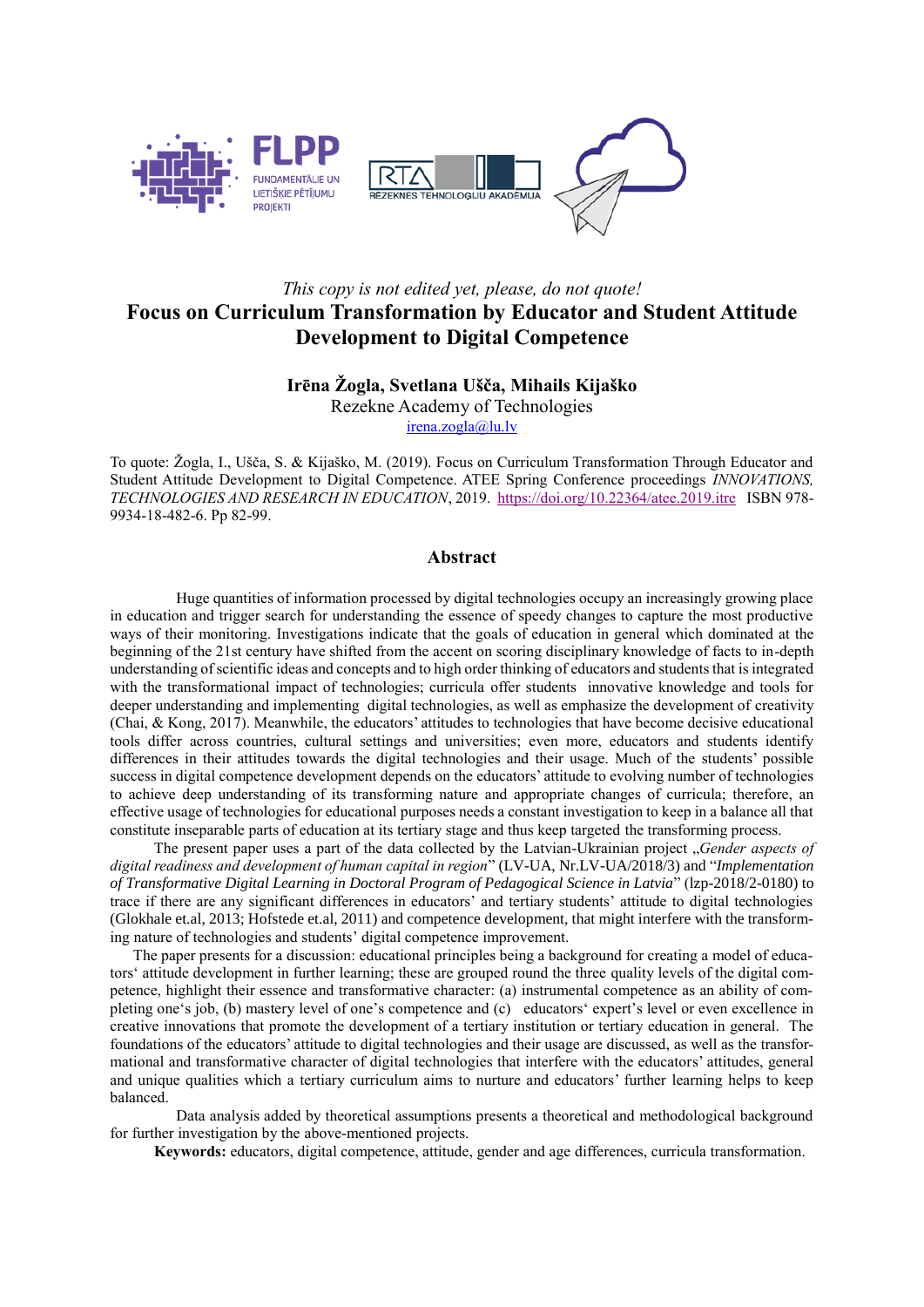*This copy is not edited yet, please, do not quote!*

# Focus on Curriculum Transformation by Educator and Student Attitude Development to Digital Competence

**Irēna Žogla, Svetlana Ušča, Mihails Kijaško**

Rezekne Academy of Technologies

irena.zogla@lu.lv

To quote: Žogla, I., Ušča, S. & Kijaško, M. (2019). Focus on Curriculum Transformation Through Educator and Student Attitude Development to Digital Competence. ATEE Spring Conference proceedings *INNOVATIONS, TECHNOLOGIES AND RESEARCH IN EDUCATION*, 2019. https://doi.org/10.22364/atee.2019.itre ISBN 978-9934-18-482-6. Pp 82-99.

## Abstract

Huge quantities of information processed by digital technologies occupy an increasingly growing place in education and trigger search for understanding the essence of speedy changes to capture the most productive ways of their monitoring. Investigations indicate that the goals of education in general which dominated at the beginning of the 21st century have shifted from the accent on scoring disciplinary knowledge of facts to in-depth understanding of scientific ideas and concepts and to high order thinking of educators and students that is integrated with the transformational impact of technologies; curricula offer students innovative knowledge and tools for deeper understanding and implementing digital technologies, as well as emphasize the development of creativity (Chai, & Kong, 2017). Meanwhile, the educators' attitudes to technologies that have become decisive educational tools differ across countries, cultural settings and universities; even more, educators and students identify differences in their attitudes towards the digital technologies and their usage. Much of the students' possible success in digital competence development depends on the educators' attitude to evolving number of technologies to achieve deep understanding of its transforming nature and appropriate changes of curricula; therefore, an effective usage of technologies for educational purposes needs a constant investigation to keep in a balance all that constitute inseparable parts of education at its tertiary stage and thus keep targeted the transforming process.

The present paper uses a part of the data collected by the Latvian-Ukrainian project „*Gender aspects of digital readiness and development of human capital in region*" (LV-UA, Nr.LV-UA/2018/3) and "*Implementation of Transformative Digital Learning in Doctoral Program of Pedagogical Science in Latvia*" (lzp-2018/2-0180) to trace if there are any significant differences in educators' and tertiary students' attitude to digital technologies (Glokhale et.al, 2013; Hofstede et.al, 2011) and competence development, that might interfere with the transforming nature of technologies and students' digital competence improvement.

The paper presents for a discussion: educational principles being a background for creating a model of educators' attitude development in further learning; these are grouped round the three quality levels of the digital competence, highlight their essence and transformative character: (a) instrumental competence as an ability of completing one's job, (b) mastery level of one's competence and (c) educators' expert's level or even excellence in creative innovations that promote the development of a tertiary institution or tertiary education in general. The foundations of the educators' attitude to digital technologies and their usage are discussed, as well as the transformational and transformative character of digital technologies that interfere with the educators' attitudes, general and unique qualities which a tertiary curriculum aims to nurture and educators' further learning helps to keep balanced.

Data analysis added by theoretical assumptions presents a theoretical and methodological background for further investigation by the above-mentioned projects.

**Keywords:** educators, digital competence, attitude, gender and age differences, curricula transformation.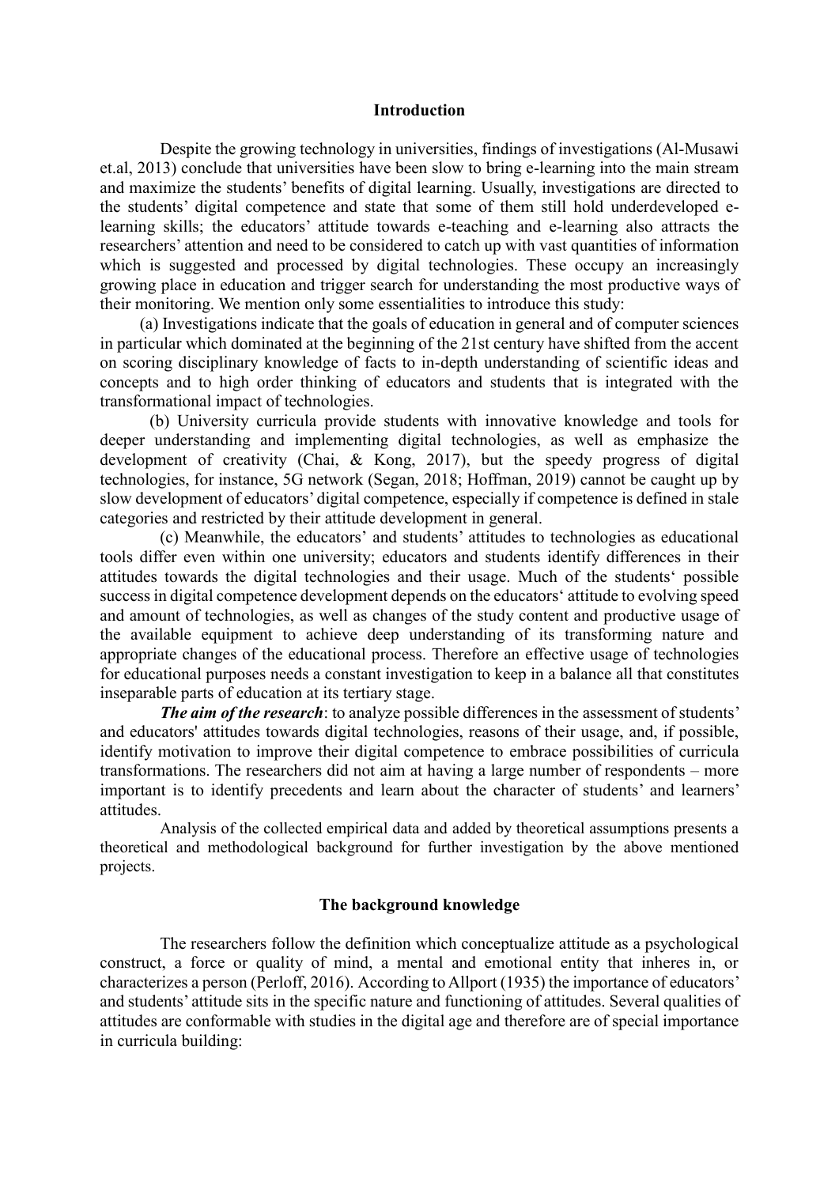## Introduction

Despite the growing technology in universities, findings of investigations (Al-Musawi et.al, 2013) conclude that universities have been slow to bring e-learning into the main stream and maximize the students' benefits of digital learning. Usually, investigations are directed to the students' digital competence and state that some of them still hold underdeveloped e-learning skills; the educators' attitude towards e-teaching and e-learning also attracts the researchers' attention and need to be considered to catch up with vast quantities of information which is suggested and processed by digital technologies. These occupy an increasingly growing place in education and trigger search for understanding the most productive ways of their monitoring. We mention only some essentialities to introduce this study:

(a) Investigations indicate that the goals of education in general and of computer sciences in particular which dominated at the beginning of the 21st century have shifted from the accent on scoring disciplinary knowledge of facts to in-depth understanding of scientific ideas and concepts and to high order thinking of educators and students that is integrated with the transformational impact of technologies.

(b) University curricula provide students with innovative knowledge and tools for deeper understanding and implementing digital technologies, as well as emphasize the development of creativity (Chai, & Kong, 2017), but the speedy progress of digital technologies, for instance, 5G network (Segan, 2018; Hoffman, 2019) cannot be caught up by slow development of educators' digital competence, especially if competence is defined in stale categories and restricted by their attitude development in general.

(c) Meanwhile, the educators' and students' attitudes to technologies as educational tools differ even within one university; educators and students identify differences in their attitudes towards the digital technologies and their usage. Much of the students' possible success in digital competence development depends on the educators' attitude to evolving speed and amount of technologies, as well as changes of the study content and productive usage of the available equipment to achieve deep understanding of its transforming nature and appropriate changes of the educational process. Therefore an effective usage of technologies for educational purposes needs a constant investigation to keep in a balance all that constitutes inseparable parts of education at its tertiary stage.

***The aim of the research***: to analyze possible differences in the assessment of students' and educators' attitudes towards digital technologies, reasons of their usage, and, if possible, identify motivation to improve their digital competence to embrace possibilities of curricula transformations. The researchers did not aim at having a large number of respondents – more important is to identify precedents and learn about the character of students' and learners' attitudes.

Analysis of the collected empirical data and added by theoretical assumptions presents a theoretical and methodological background for further investigation by the above mentioned projects.

## The background knowledge

The researchers follow the definition which conceptualize attitude as a psychological construct, a force or quality of mind, a mental and emotional entity that inheres in, or characterizes a person (Perloff, 2016). According to Allport (1935) the importance of educators' and students' attitude sits in the specific nature and functioning of attitudes. Several qualities of attitudes are conformable with studies in the digital age and therefore are of special importance in curricula building: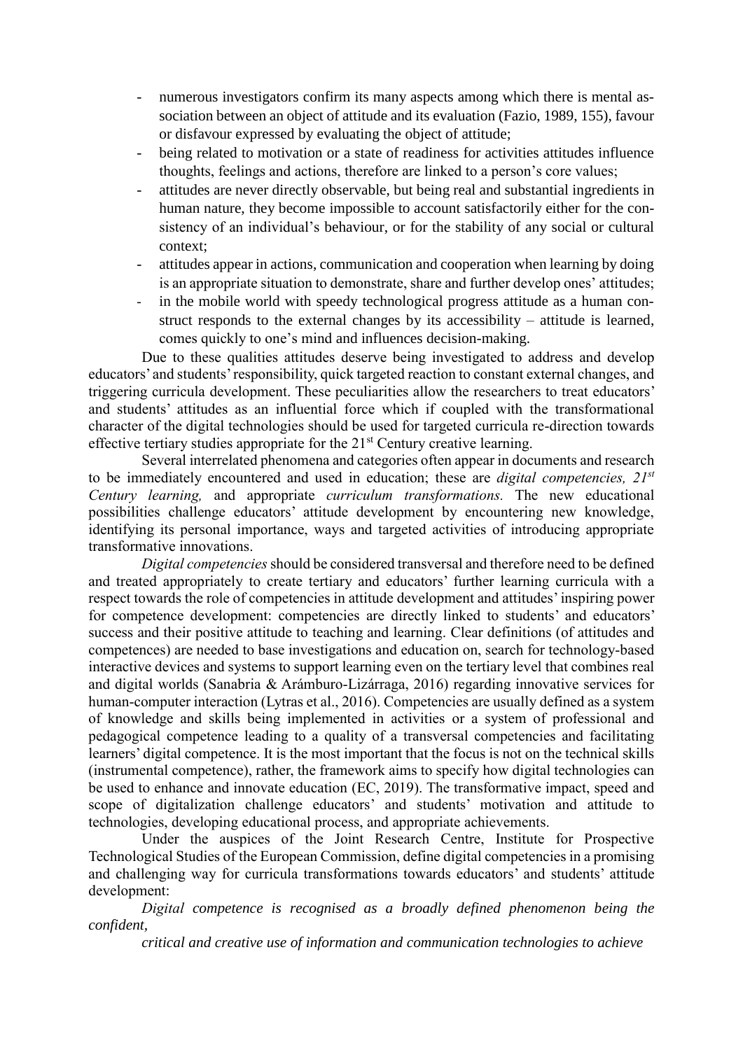- numerous investigators confirm its many aspects among which there is mental association between an object of attitude and its evaluation (Fazio, 1989, 155), favour or disfavour expressed by evaluating the object of attitude;
- being related to motivation or a state of readiness for activities attitudes influence thoughts, feelings and actions, therefore are linked to a person's core values;
- attitudes are never directly observable, but being real and substantial ingredients in human nature, they become impossible to account satisfactorily either for the consistency of an individual's behaviour, or for the stability of any social or cultural context;
- attitudes appear in actions, communication and cooperation when learning by doing is an appropriate situation to demonstrate, share and further develop ones' attitudes;
- in the mobile world with speedy technological progress attitude as a human construct responds to the external changes by its accessibility – attitude is learned, comes quickly to one's mind and influences decision-making.

Due to these qualities attitudes deserve being investigated to address and develop educators' and students' responsibility, quick targeted reaction to constant external changes, and triggering curricula development. These peculiarities allow the researchers to treat educators' and students' attitudes as an influential force which if coupled with the transformational character of the digital technologies should be used for targeted curricula re-direction towards effective tertiary studies appropriate for the 21st Century creative learning.

Several interrelated phenomena and categories often appear in documents and research to be immediately encountered and used in education; these are *digital competencies, 21st Century learning,* and appropriate *curriculum transformations.* The new educational possibilities challenge educators' attitude development by encountering new knowledge, identifying its personal importance, ways and targeted activities of introducing appropriate transformative innovations.

*Digital competencies* should be considered transversal and therefore need to be defined and treated appropriately to create tertiary and educators' further learning curricula with a respect towards the role of competencies in attitude development and attitudes' inspiring power for competence development: competencies are directly linked to students' and educators' success and their positive attitude to teaching and learning. Clear definitions (of attitudes and competences) are needed to base investigations and education on, search for technology-based interactive devices and systems to support learning even on the tertiary level that combines real and digital worlds (Sanabria & Arámburo-Lizárraga, 2016) regarding innovative services for human-computer interaction (Lytras et al., 2016). Competencies are usually defined as a system of knowledge and skills being implemented in activities or a system of professional and pedagogical competence leading to a quality of a transversal competencies and facilitating learners' digital competence. It is the most important that the focus is not on the technical skills (instrumental competence), rather, the framework aims to specify how digital technologies can be used to enhance and innovate education (EC, 2019). The transformative impact, speed and scope of digitalization challenge educators' and students' motivation and attitude to technologies, developing educational process, and appropriate achievements.

Under the auspices of the Joint Research Centre, Institute for Prospective Technological Studies of the European Commission, define digital competencies in a promising and challenging way for curricula transformations towards educators' and students' attitude development:

*Digital competence is recognised as a broadly defined phenomenon being the confident,*

*critical and creative use of information and communication technologies to achieve*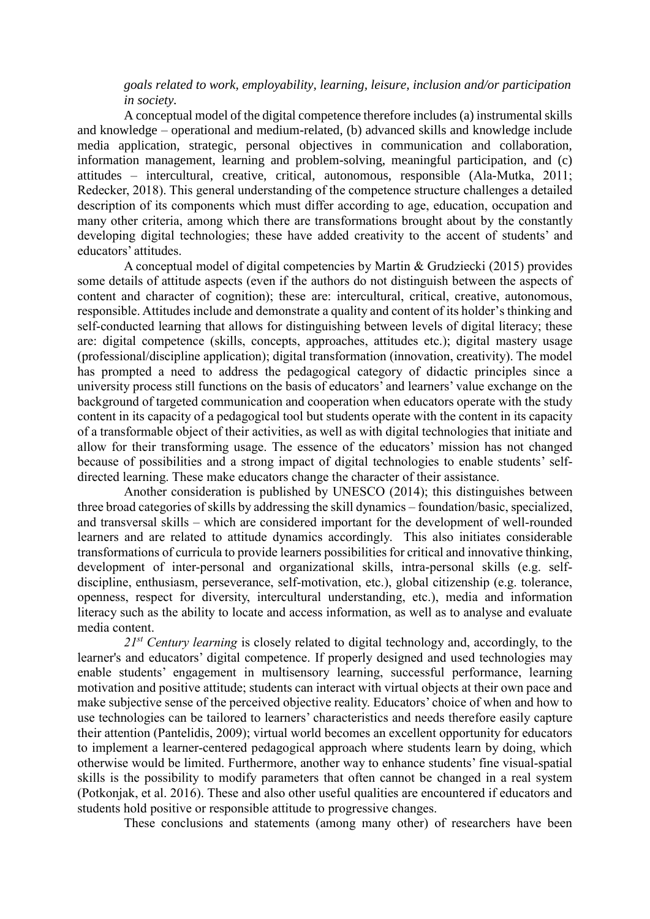*goals related to work, employability, learning, leisure, inclusion and/or participation in society.*

A conceptual model of the digital competence therefore includes (a) instrumental skills and knowledge – operational and medium-related, (b) advanced skills and knowledge include media application, strategic, personal objectives in communication and collaboration, information management, learning and problem-solving, meaningful participation, and (c) attitudes – intercultural, creative, critical, autonomous, responsible (Ala-Mutka, 2011; Redecker, 2018). This general understanding of the competence structure challenges a detailed description of its components which must differ according to age, education, occupation and many other criteria, among which there are transformations brought about by the constantly developing digital technologies; these have added creativity to the accent of students' and educators' attitudes.

A conceptual model of digital competencies by Martin & Grudziecki (2015) provides some details of attitude aspects (even if the authors do not distinguish between the aspects of content and character of cognition); these are: intercultural, critical, creative, autonomous, responsible. Attitudes include and demonstrate a quality and content of its holder's thinking and self-conducted learning that allows for distinguishing between levels of digital literacy; these are: digital competence (skills, concepts, approaches, attitudes etc.); digital mastery usage (professional/discipline application); digital transformation (innovation, creativity). The model has prompted a need to address the pedagogical category of didactic principles since a university process still functions on the basis of educators' and learners' value exchange on the background of targeted communication and cooperation when educators operate with the study content in its capacity of a pedagogical tool but students operate with the content in its capacity of a transformable object of their activities, as well as with digital technologies that initiate and allow for their transforming usage. The essence of the educators' mission has not changed because of possibilities and a strong impact of digital technologies to enable students' self-directed learning. These make educators change the character of their assistance.

Another consideration is published by UNESCO (2014); this distinguishes between three broad categories of skills by addressing the skill dynamics – foundation/basic, specialized, and transversal skills – which are considered important for the development of well-rounded learners and are related to attitude dynamics accordingly. This also initiates considerable transformations of curricula to provide learners possibilities for critical and innovative thinking, development of inter-personal and organizational skills, intra-personal skills (e.g. self-discipline, enthusiasm, perseverance, self-motivation, etc.), global citizenship (e.g. tolerance, openness, respect for diversity, intercultural understanding, etc.), media and information literacy such as the ability to locate and access information, as well as to analyse and evaluate media content.

*21st Century learning* is closely related to digital technology and, accordingly, to the learner's and educators' digital competence. If properly designed and used technologies may enable students' engagement in multisensory learning, successful performance, learning motivation and positive attitude; students can interact with virtual objects at their own pace and make subjective sense of the perceived objective reality. Educators' choice of when and how to use technologies can be tailored to learners' characteristics and needs therefore easily capture their attention (Pantelidis, 2009); virtual world becomes an excellent opportunity for educators to implement a learner-centered pedagogical approach where students learn by doing, which otherwise would be limited. Furthermore, another way to enhance students' fine visual-spatial skills is the possibility to modify parameters that often cannot be changed in a real system (Potkonjak, et al. 2016). These and also other useful qualities are encountered if educators and students hold positive or responsible attitude to progressive changes.

These conclusions and statements (among many other) of researchers have been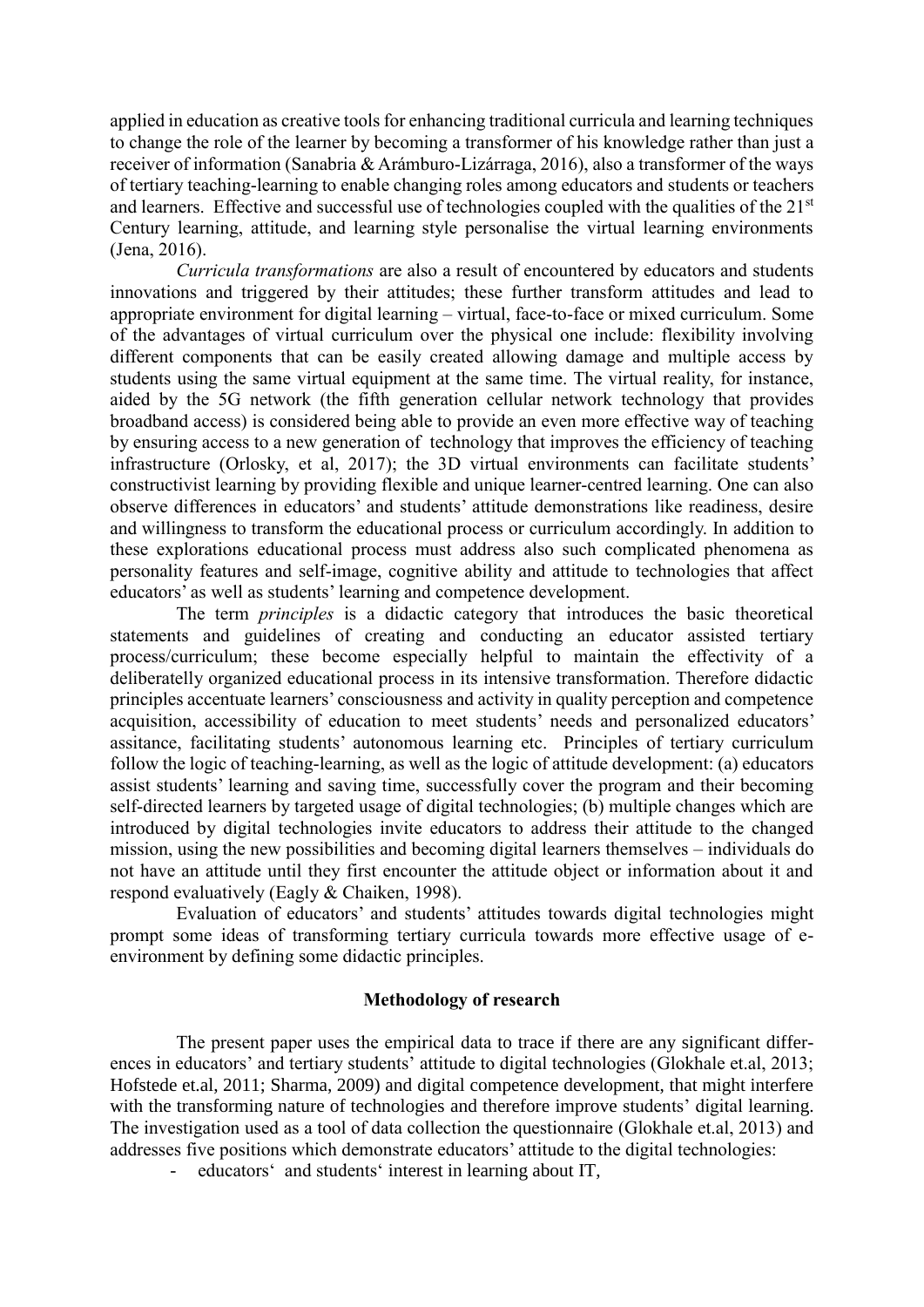applied in education as creative tools for enhancing traditional curricula and learning techniques to change the role of the learner by becoming a transformer of his knowledge rather than just a receiver of information (Sanabria & Arámburo-Lizárraga, 2016), also a transformer of the ways of tertiary teaching-learning to enable changing roles among educators and students or teachers and learners. Effective and successful use of technologies coupled with the qualities of the 21st Century learning, attitude, and learning style personalise the virtual learning environments (Jena, 2016).

*Curricula transformations* are also a result of encountered by educators and students innovations and triggered by their attitudes; these further transform attitudes and lead to appropriate environment for digital learning – virtual, face-to-face or mixed curriculum. Some of the advantages of virtual curriculum over the physical one include: flexibility involving different components that can be easily created allowing damage and multiple access by students using the same virtual equipment at the same time. The virtual reality, for instance, aided by the 5G network (the fifth generation cellular network technology that provides broadband access) is considered being able to provide an even more effective way of teaching by ensuring access to a new generation of technology that improves the efficiency of teaching infrastructure (Orlosky, et al, 2017); the 3D virtual environments can facilitate students' constructivist learning by providing flexible and unique learner-centred learning. One can also observe differences in educators' and students' attitude demonstrations like readiness, desire and willingness to transform the educational process or curriculum accordingly. In addition to these explorations educational process must address also such complicated phenomena as personality features and self-image, cognitive ability and attitude to technologies that affect educators' as well as students' learning and competence development.

The term *principles* is a didactic category that introduces the basic theoretical statements and guidelines of creating and conducting an educator assisted tertiary process/curriculum; these become especially helpful to maintain the effectivity of a deliberatelly organized educational process in its intensive transformation. Therefore didactic principles accentuate learners' consciousness and activity in quality perception and competence acquisition, accessibility of education to meet students' needs and personalized educators' assitance, facilitating students' autonomous learning etc. Principles of tertiary curriculum follow the logic of teaching-learning, as well as the logic of attitude development: (a) educators assist students' learning and saving time, successfully cover the program and their becoming self-directed learners by targeted usage of digital technologies; (b) multiple changes which are introduced by digital technologies invite educators to address their attitude to the changed mission, using the new possibilities and becoming digital learners themselves – individuals do not have an attitude until they first encounter the attitude object or information about it and respond evaluatively (Eagly & Chaiken, 1998).

Evaluation of educators' and students' attitudes towards digital technologies might prompt some ideas of transforming tertiary curricula towards more effective usage of e-environment by defining some didactic principles.

## Methodology of research

The present paper uses the empirical data to trace if there are any significant differences in educators' and tertiary students' attitude to digital technologies (Glokhale et.al, 2013; Hofstede et.al, 2011; Sharma, 2009) and digital competence development, that might interfere with the transforming nature of technologies and therefore improve students' digital learning. The investigation used as a tool of data collection the questionnaire (Glokhale et.al, 2013) and addresses five positions which demonstrate educators' attitude to the digital technologies:

- educators' and students' interest in learning about IT,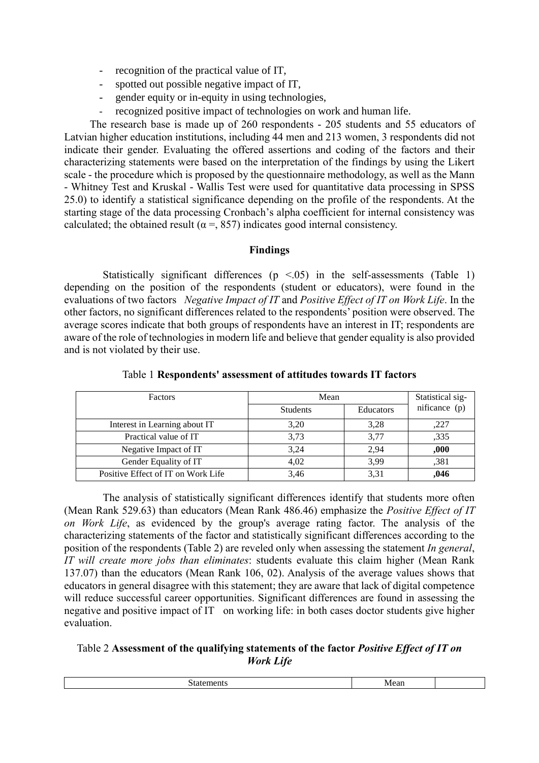- recognition of the practical value of IT,
- spotted out possible negative impact of IT,
- gender equity or in-equity in using technologies,
- recognized positive impact of technologies on work and human life.

The research base is made up of 260 respondents - 205 students and 55 educators of Latvian higher education institutions, including 44 men and 213 women, 3 respondents did not indicate their gender. Evaluating the offered assertions and coding of the factors and their characterizing statements were based on the interpretation of the findings by using the Likert scale - the procedure which is proposed by the questionnaire methodology, as well as the Mann - Whitney Test and Kruskal - Wallis Test were used for quantitative data processing in SPSS 25.0) to identify a statistical significance depending on the profile of the respondents. At the starting stage of the data processing Cronbach's alpha coefficient for internal consistency was calculated; the obtained result ($\alpha$ =, 857) indicates good internal consistency.

## Findings

Statistically significant differences ($p < .05$) in the self-assessments (Table 1) depending on the position of the respondents (student or educators), were found in the evaluations of two factors *Negative Impact of IT* and *Positive Effect of IT on Work Life*. In the other factors, no significant differences related to the respondents' position were observed. The average scores indicate that both groups of respondents have an interest in IT; respondents are aware of the role of technologies in modern life and believe that gender equality is also provided and is not violated by their use.

Table 1 **Respondents' assessment of attitudes towards IT factors**

| Factors | Mean | | Statistical significance (p) |
|---|---|---|---|
| | Students | Educators | |
| Interest in Learning about IT | 3,20 | 3,28 | ,227 |
| Practical value of IT | 3,73 | 3,77 | ,335 |
| Negative Impact of IT | 3,24 | 2,94 | **,000** |
| Gender Equality of IT | 4,02 | 3,99 | ,381 |
| Positive Effect of IT on Work Life | 3,46 | 3,31 | **,046** |

The analysis of statistically significant differences identify that students more often (Mean Rank 529.63) than educators (Mean Rank 486.46) emphasize the *Positive Effect of IT on Work Life*, as evidenced by the group's average rating factor. The analysis of the characterizing statements of the factor and statistically significant differences according to the position of the respondents (Table 2) are reveled only when assessing the statement *In general, IT will create more jobs than eliminates*: students evaluate this claim higher (Mean Rank 137.07) than the educators (Mean Rank 106, 02). Analysis of the average values shows that educators in general disagree with this statement; they are aware that lack of digital competence will reduce successful career opportunities. Significant differences are found in assessing the negative and positive impact of IT on working life: in both cases doctor students give higher evaluation.

Table 2 **Assessment of the qualifying statements of the factor *Positive Effect of IT on Work Life***

| Statements | Mean | |
|---|---|---|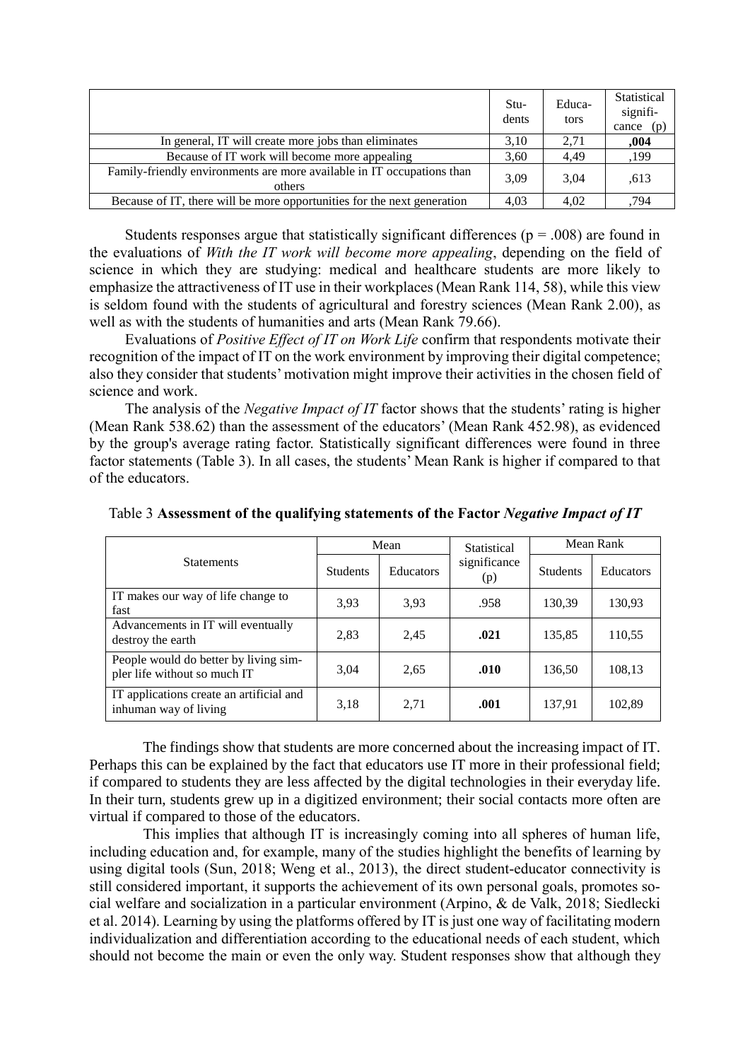|  | Stu-dents | Educa-tors | Statistical signifi-cance (p) |
|---|---|---|---|
| In general, IT will create more jobs than eliminates | 3,10 | 2,71 | **,004** |
| Because of IT work will become more appealing | 3,60 | 4,49 | ,199 |
| Family-friendly environments are more available in IT occupations than others | 3,09 | 3,04 | ,613 |
| Because of IT, there will be more opportunities for the next generation | 4,03 | 4,02 | ,794 |

Students responses argue that statistically significant differences ($p = .008$) are found in the evaluations of *With the IT work will become more appealing*, depending on the field of science in which they are studying: medical and healthcare students are more likely to emphasize the attractiveness of IT use in their workplaces (Mean Rank 114, 58), while this view is seldom found with the students of agricultural and forestry sciences (Mean Rank 2.00), as well as with the students of humanities and arts (Mean Rank 79.66).

Evaluations of *Positive Effect of IT on Work Life* confirm that respondents motivate their recognition of the impact of IT on the work environment by improving their digital competence; also they consider that students' motivation might improve their activities in the chosen field of science and work.

The analysis of the *Negative Impact of IT* factor shows that the students' rating is higher (Mean Rank 538.62) than the assessment of the educators' (Mean Rank 452.98), as evidenced by the group's average rating factor. Statistically significant differences were found in three factor statements (Table 3). In all cases, the students' Mean Rank is higher if compared to that of the educators.

Table 3 **Assessment of the qualifying statements of the Factor *Negative Impact of IT***

| Statements | Mean | | Statistical significance (p) | Mean Rank | |
|---|---|---|---|---|---|
| | Students | Educators | | Students | Educators |
| IT makes our way of life change to fast | 3,93 | 3,93 | .958 | 130,39 | 130,93 |
| Advancements in IT will eventually destroy the earth | 2,83 | 2,45 | **.021** | 135,85 | 110,55 |
| People would do better by living simpler life without so much IT | 3,04 | 2,65 | **.010** | 136,50 | 108,13 |
| IT applications create an artificial and inhuman way of living | 3,18 | 2,71 | **.001** | 137,91 | 102,89 |

The findings show that students are more concerned about the increasing impact of IT. Perhaps this can be explained by the fact that educators use IT more in their professional field; if compared to students they are less affected by the digital technologies in their everyday life. In their turn, students grew up in a digitized environment; their social contacts more often are virtual if compared to those of the educators.

This implies that although IT is increasingly coming into all spheres of human life, including education and, for example, many of the studies highlight the benefits of learning by using digital tools (Sun, 2018; Weng et al., 2013), the direct student-educator connectivity is still considered important, it supports the achievement of its own personal goals, promotes social welfare and socialization in a particular environment (Arpino, & de Valk, 2018; Siedlecki et al. 2014). Learning by using the platforms offered by IT is just one way of facilitating modern individualization and differentiation according to the educational needs of each student, which should not become the main or even the only way. Student responses show that although they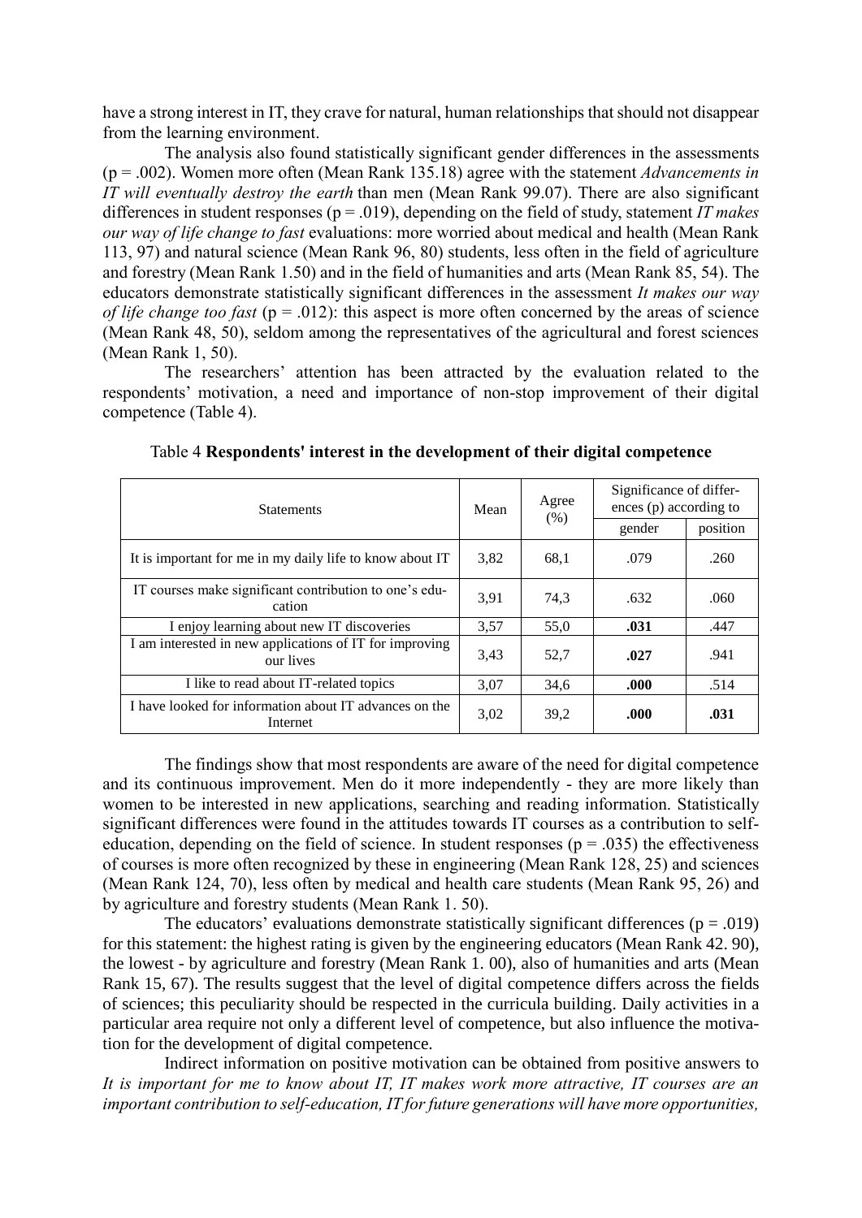have a strong interest in IT, they crave for natural, human relationships that should not disappear from the learning environment.

The analysis also found statistically significant gender differences in the assessments (p = .002). Women more often (Mean Rank 135.18) agree with the statement *Advancements in IT will eventually destroy the earth* than men (Mean Rank 99.07). There are also significant differences in student responses (p = .019), depending on the field of study, statement *IT makes our way of life change to fast* evaluations: more worried about medical and health (Mean Rank 113, 97) and natural science (Mean Rank 96, 80) students, less often in the field of agriculture and forestry (Mean Rank 1.50) and in the field of humanities and arts (Mean Rank 85, 54). The educators demonstrate statistically significant differences in the assessment *It makes our way of life change too fast* (p = .012): this aspect is more often concerned by the areas of science (Mean Rank 48, 50), seldom among the representatives of the agricultural and forest sciences (Mean Rank 1, 50).

The researchers' attention has been attracted by the evaluation related to the respondents' motivation, a need and importance of non-stop improvement of their digital competence (Table 4).

Table 4 **Respondents' interest in the development of their digital competence**

| Statements | Mean | Agree (%) | Significance of differences (p) according to | |
|---|---|---|---|---|
| | | | gender | position |
| It is important for me in my daily life to know about IT | 3,82 | 68,1 | .079 | .260 |
| IT courses make significant contribution to one's education | 3,91 | 74,3 | .632 | .060 |
| I enjoy learning about new IT discoveries | 3,57 | 55,0 | **.031** | .447 |
| I am interested in new applications of IT for improving our lives | 3,43 | 52,7 | **.027** | .941 |
| I like to read about IT-related topics | 3,07 | 34,6 | **.000** | .514 |
| I have looked for information about IT advances on the Internet | 3,02 | 39,2 | **.000** | **.031** |

The findings show that most respondents are aware of the need for digital competence and its continuous improvement. Men do it more independently - they are more likely than women to be interested in new applications, searching and reading information. Statistically significant differences were found in the attitudes towards IT courses as a contribution to self-education, depending on the field of science. In student responses (p = .035) the effectiveness of courses is more often recognized by these in engineering (Mean Rank 128, 25) and sciences (Mean Rank 124, 70), less often by medical and health care students (Mean Rank 95, 26) and by agriculture and forestry students (Mean Rank 1. 50).

The educators' evaluations demonstrate statistically significant differences (p = .019) for this statement: the highest rating is given by the engineering educators (Mean Rank 42. 90), the lowest - by agriculture and forestry (Mean Rank 1. 00), also of humanities and arts (Mean Rank 15, 67). The results suggest that the level of digital competence differs across the fields of sciences; this peculiarity should be respected in the curricula building. Daily activities in a particular area require not only a different level of competence, but also influence the motivation for the development of digital competence.

Indirect information on positive motivation can be obtained from positive answers to *It is important for me to know about IT, IT makes work more attractive, IT courses are an important contribution to self-education, IT for future generations will have more opportunities,*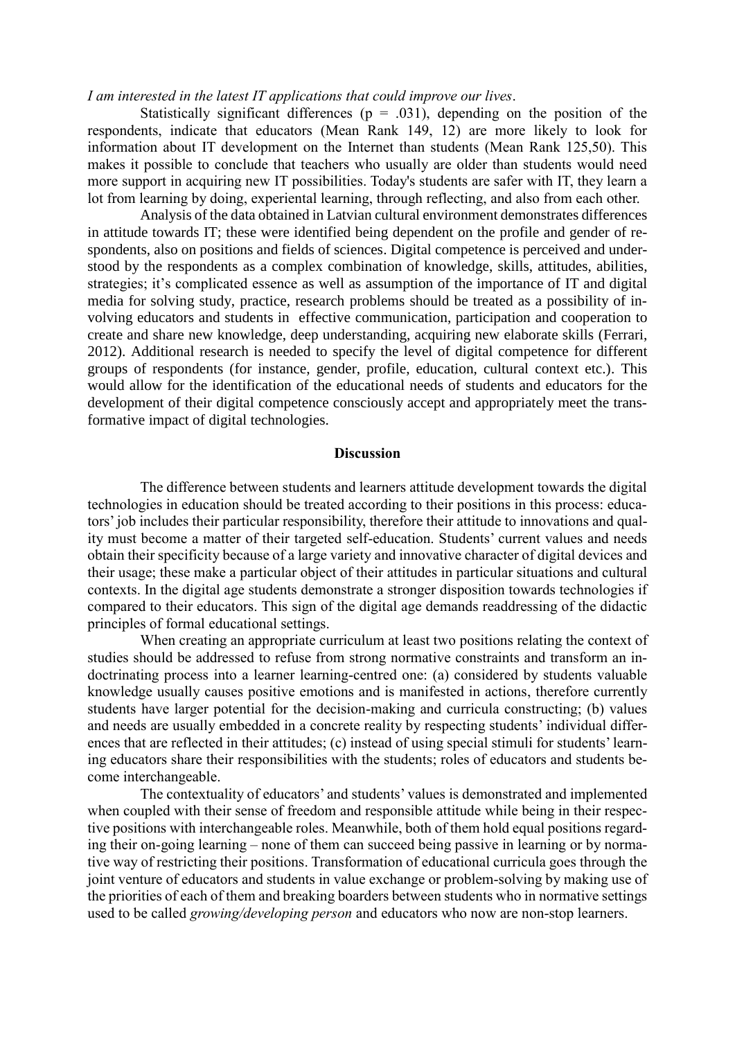*I am interested in the latest IT applications that could improve our lives*.

Statistically significant differences ($p = .031$), depending on the position of the respondents, indicate that educators (Mean Rank 149, 12) are more likely to look for information about IT development on the Internet than students (Mean Rank 125,50). This makes it possible to conclude that teachers who usually are older than students would need more support in acquiring new IT possibilities. Today's students are safer with IT, they learn a lot from learning by doing, experiential learning, through reflecting, and also from each other.

Analysis of the data obtained in Latvian cultural environment demonstrates differences in attitude towards IT; these were identified being dependent on the profile and gender of respondents, also on positions and fields of sciences. Digital competence is perceived and understood by the respondents as a complex combination of knowledge, skills, attitudes, abilities, strategies; it's complicated essence as well as assumption of the importance of IT and digital media for solving study, practice, research problems should be treated as a possibility of involving educators and students in effective communication, participation and cooperation to create and share new knowledge, deep understanding, acquiring new elaborate skills (Ferrari, 2012). Additional research is needed to specify the level of digital competence for different groups of respondents (for instance, gender, profile, education, cultural context etc.). This would allow for the identification of the educational needs of students and educators for the development of their digital competence consciously accept and appropriately meet the transformative impact of digital technologies.

## Discussion

The difference between students and learners attitude development towards the digital technologies in education should be treated according to their positions in this process: educators' job includes their particular responsibility, therefore their attitude to innovations and quality must become a matter of their targeted self-education. Students' current values and needs obtain their specificity because of a large variety and innovative character of digital devices and their usage; these make a particular object of their attitudes in particular situations and cultural contexts. In the digital age students demonstrate a stronger disposition towards technologies if compared to their educators. This sign of the digital age demands readdressing of the didactic principles of formal educational settings.

When creating an appropriate curriculum at least two positions relating the context of studies should be addressed to refuse from strong normative constraints and transform an indoctrinating process into a learner learning-centred one: (a) considered by students valuable knowledge usually causes positive emotions and is manifested in actions, therefore currently students have larger potential for the decision-making and curricula constructing; (b) values and needs are usually embedded in a concrete reality by respecting students' individual differences that are reflected in their attitudes; (c) instead of using special stimuli for students' learning educators share their responsibilities with the students; roles of educators and students become interchangeable.

The contextuality of educators' and students' values is demonstrated and implemented when coupled with their sense of freedom and responsible attitude while being in their respective positions with interchangeable roles. Meanwhile, both of them hold equal positions regarding their on-going learning – none of them can succeed being passive in learning or by normative way of restricting their positions. Transformation of educational curricula goes through the joint venture of educators and students in value exchange or problem-solving by making use of the priorities of each of them and breaking boarders between students who in normative settings used to be called *growing/developing person* and educators who now are non-stop learners.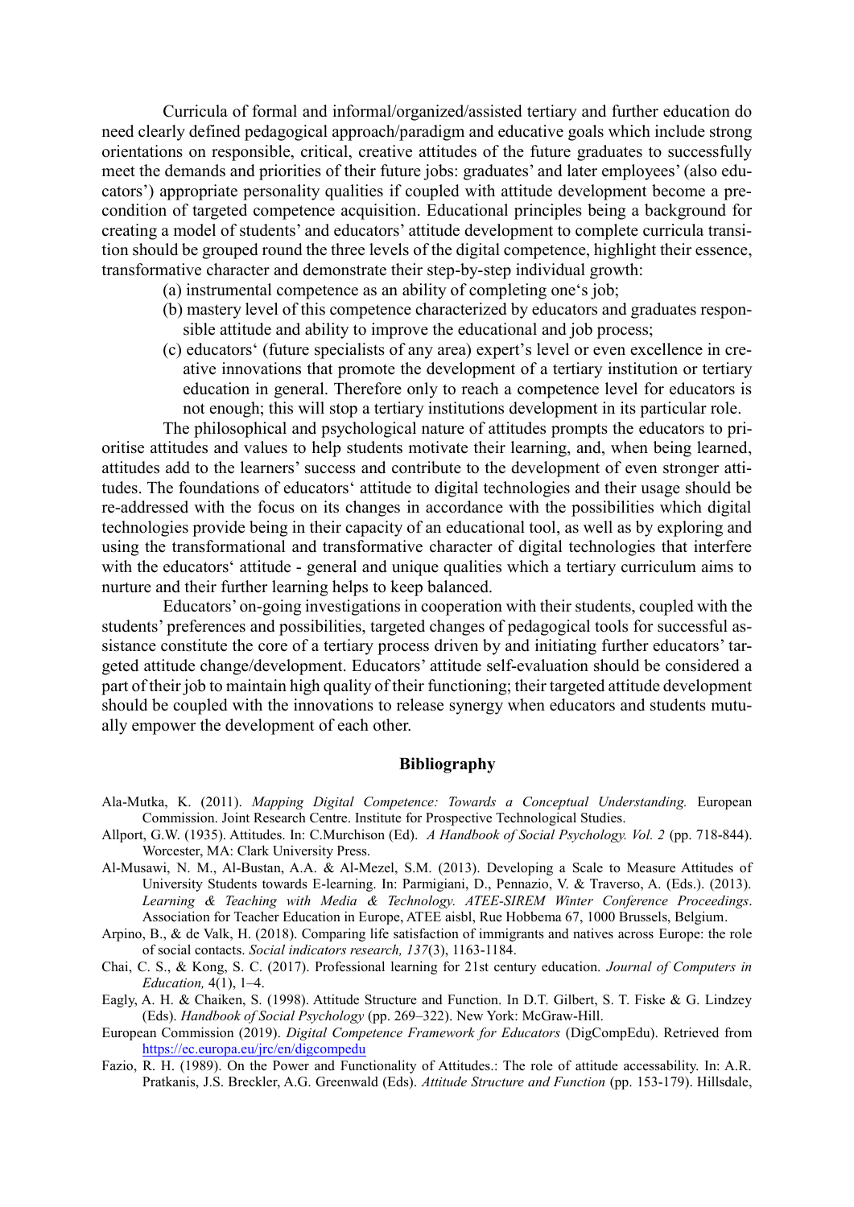Curricula of formal and informal/organized/assisted tertiary and further education do need clearly defined pedagogical approach/paradigm and educative goals which include strong orientations on responsible, critical, creative attitudes of the future graduates to successfully meet the demands and priorities of their future jobs: graduates' and later employees' (also educators') appropriate personality qualities if coupled with attitude development become a precondition of targeted competence acquisition. Educational principles being a background for creating a model of students' and educators' attitude development to complete curricula transition should be grouped round the three levels of the digital competence, highlight their essence, transformative character and demonstrate their step-by-step individual growth:

(a) instrumental competence as an ability of completing one's job;

(b) mastery level of this competence characterized by educators and graduates responsible attitude and ability to improve the educational and job process;

(c) educators' (future specialists of any area) expert's level or even excellence in creative innovations that promote the development of a tertiary institution or tertiary education in general. Therefore only to reach a competence level for educators is not enough; this will stop a tertiary institutions development in its particular role.

The philosophical and psychological nature of attitudes prompts the educators to prioritise attitudes and values to help students motivate their learning, and, when being learned, attitudes add to the learners' success and contribute to the development of even stronger attitudes. The foundations of educators' attitude to digital technologies and their usage should be re-addressed with the focus on its changes in accordance with the possibilities which digital technologies provide being in their capacity of an educational tool, as well as by exploring and using the transformational and transformative character of digital technologies that interfere with the educators' attitude - general and unique qualities which a tertiary curriculum aims to nurture and their further learning helps to keep balanced.

Educators' on-going investigations in cooperation with their students, coupled with the students' preferences and possibilities, targeted changes of pedagogical tools for successful assistance constitute the core of a tertiary process driven by and initiating further educators' targeted attitude change/development. Educators' attitude self-evaluation should be considered a part of their job to maintain high quality of their functioning; their targeted attitude development should be coupled with the innovations to release synergy when educators and students mutually empower the development of each other.

## Bibliography

Ala-Mutka, K. (2011). *Mapping Digital Competence: Towards a Conceptual Understanding.* European Commission. Joint Research Centre. Institute for Prospective Technological Studies.

Allport, G.W. (1935). Attitudes. In: C.Murchison (Ed). *A Handbook of Social Psychology. Vol. 2* (pp. 718-844). Worcester, MA: Clark University Press.

Al-Musawi, N. M., Al-Bustan, A.A. & Al-Mezel, S.M. (2013). Developing a Scale to Measure Attitudes of University Students towards E-learning. In: Parmigiani, D., Pennazio, V. & Traverso, A. (Eds.). (2013). *Learning & Teaching with Media & Technology. ATEE-SIREM Winter Conference Proceedings*. Association for Teacher Education in Europe, ATEE aisbl, Rue Hobbema 67, 1000 Brussels, Belgium.

Arpino, B., & de Valk, H. (2018). Comparing life satisfaction of immigrants and natives across Europe: the role of social contacts. *Social indicators research, 137*(3), 1163-1184.

Chai, C. S., & Kong, S. C. (2017). Professional learning for 21st century education. *Journal of Computers in Education,* 4(1), 1–4.

Eagly, A. H. & Chaiken, S. (1998). Attitude Structure and Function. In D.T. Gilbert, S. T. Fiske & G. Lindzey (Eds). *Handbook of Social Psychology* (pp. 269–322). New York: McGraw-Hill.

European Commission (2019). *Digital Competence Framework for Educators* (DigCompEdu). Retrieved from https://ec.europa.eu/jrc/en/digcompedu

Fazio, R. H. (1989). On the Power and Functionality of Attitudes.: The role of attitude accessability. In: A.R. Pratkanis, J.S. Breckler, A.G. Greenwald (Eds). *Attitude Structure and Function* (pp. 153-179). Hillsdale,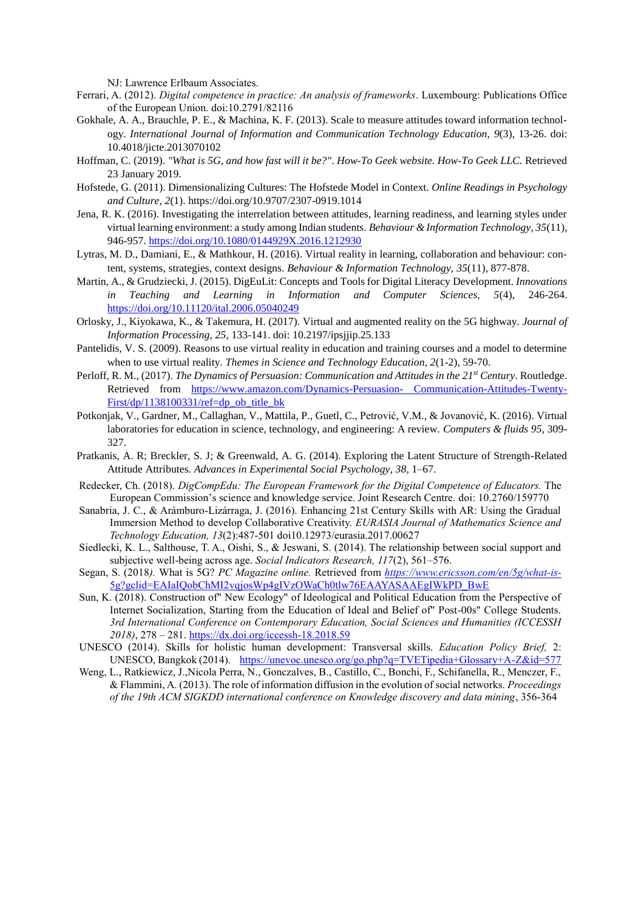NJ: Lawrence Erlbaum Associates.

Ferrari, A. (2012). *Digital competence in practice: An analysis of frameworks*. Luxembourg: Publications Office of the European Union. doi:10.2791/82116

Gokhale, A. A., Brauchle, P. E., & Machina, K. F. (2013). Scale to measure attitudes toward information technology. *International Journal of Information and Communication Technology Education, 9*(3), 13-26. doi: 10.4018/jicte.2013070102

Hoffman, C. (2019). *"What is 5G, and how fast will it be?". How-To Geek website. How-To Geek LLC.* Retrieved 23 January 2019.

Hofstede, G. (2011). Dimensionalizing Cultures: The Hofstede Model in Context. *Online Readings in Psychology and Culture, 2*(1). https://doi.org/10.9707/2307-0919.1014

Jena, R. K. (2016). Investigating the interrelation between attitudes, learning readiness, and learning styles under virtual learning environment: a study among Indian students. *Behaviour & Information Technology, 35*(11), 946-957. https://doi.org/10.1080/0144929X.2016.1212930

Lytras, M. D., Damiani, E., & Mathkour, H. (2016). Virtual reality in learning, collaboration and behaviour: content, systems, strategies, context designs. *Behaviour & Information Technology, 35*(11), 877-878.

Martin, A., & Grudziecki, J. (2015). DigEuLit: Concepts and Tools for Digital Literacy Development. *Innovations in Teaching and Learning in Information and Computer Sciences, 5*(4), 246-264. https://doi.org/10.11120/ital.2006.05040249

Orlosky, J., Kiyokawa, K., & Takemura, H. (2017). Virtual and augmented reality on the 5G highway. *Journal of Information Processing, 25,* 133-141. doi: 10.2197/ipsjjip.25.133

Pantelidis, V. S. (2009). Reasons to use virtual reality in education and training courses and a model to determine when to use virtual reality. *Themes in Science and Technology Education, 2*(1-2), 59-70.

Perloff, R. M., (2017). *The Dynamics of Persuasion: Communication and Attitudes in the 21st Century*. Routledge. Retrieved from https://www.amazon.com/Dynamics-Persuasion- Communication-Attitudes-Twenty-First/dp/1138100331/ref=dp_ob_title_bk

Potkonjak, V., Gardner, M., Callaghan, V., Mattila, P., Guetl, C., Petrović, V.M., & Jovanović, K. (2016). Virtual laboratories for education in science, technology, and engineering: A review. *Computers & fluids 95*, 309-327.

Pratkanis, A. R; Breckler, S. J; & Greenwald, A. G. (2014). Exploring the Latent Structure of Strength-Related Attitude Attributes. *Advances in Experimental Social Psychology, 38,* 1–67.

Redecker, Ch. (2018). *DigCompEdu: The European Framework for the Digital Competence of Educators.* The European Commission's science and knowledge service. Joint Research Centre. doi: 10.2760/159770

Sanabria, J. C., & Arámburo-Lizárraga, J. (2016). Enhancing 21st Century Skills with AR: Using the Gradual Immersion Method to develop Collaborative Creativity. *EURASIA Journal of Mathematics Science and Technology Education, 13*(2):487-501 doi10.12973/eurasia.2017.00627

Siedlecki, K. L., Salthouse, T. A., Oishi, S., & Jeswani, S. (2014). The relationship between social support and subjective well-being across age. *Social Indicators Research, 117*(2), 561–576.

Segan, S. (2018*).* What is 5G? *PC Magazine online.* Retrieved from *https://www.ericsson.com/en/5g/what-is-5g?gclid=EAIaIQobChMI2vqjosWp4gIVzOWaCh0tlw76EAAYASAAEgIWkPD_BwE*

Sun, K. (2018). Construction of" New Ecology" of Ideological and Political Education from the Perspective of Internet Socialization, Starting from the Education of Ideal and Belief of" Post-00s" College Students. *3rd International Conference on Contemporary Education, Social Sciences and Humanities (ICCESSH 2018)*, 278 – 281. https://dx.doi.org/iccessh-18.2018.59

UNESCO (2014). Skills for holistic human development: Transversal skills. *Education Policy Brief,* 2: UNESCO, Bangkok (2014). https://unevoc.unesco.org/go.php?q=TVETipedia+Glossary+A-Z&id=577

Weng, L., Ratkiewicz, J.,Nicola Perra, N., Gonczalves, B., Castillo, C., Bonchi, F., Schifanella, R., Menczer, F., & Flammini, A. (2013). The role of information diffusion in the evolution of social networks. *Proceedings of the 19th ACM SIGKDD international conference on Knowledge discovery and data mining*, 356-364